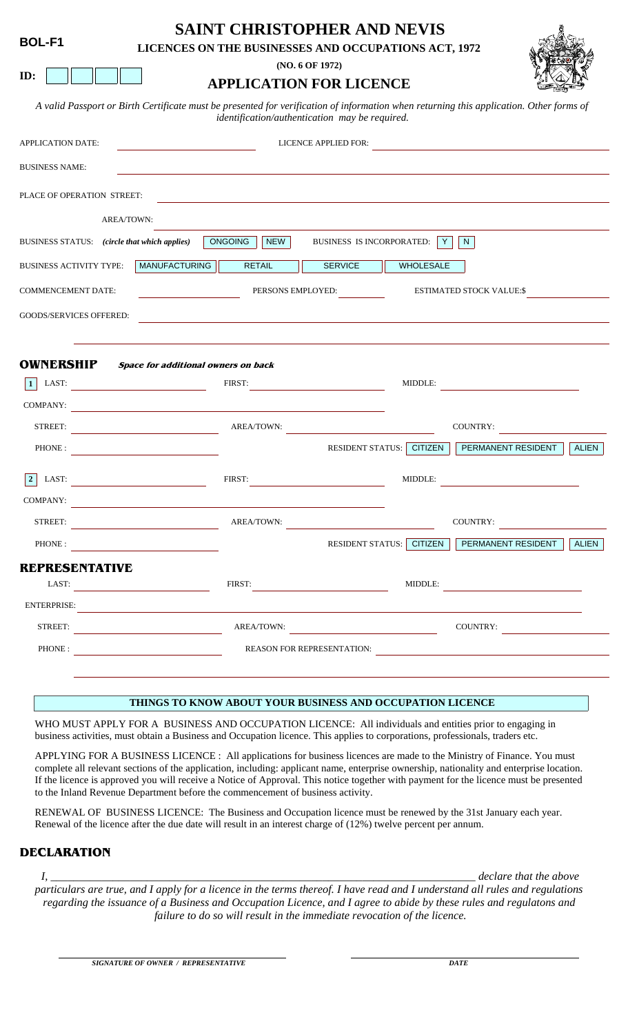**BOL-F1**

**ID:** ☐☐☐☐

# SAINT CHRISTOPHER AND NEVIS

**LICENCES ON THE BUSINESSES AND OCCUPATIONS ACT, 1972**

**(NO. 6 OF 1972)**

## APPLICATION FOR LICENCE

*A valid Passport or Birth Certificate must be presented for verification of information when returning this application. Other forms of identification/authentication may be required.*

APPLICATION DATE: ____________________ LICENCE APPLIED FOR: ____________________

BUSINESS NAME: ____________________

PLACE OF OPERATION STREET: ____________________

AREA/TOWN: ____________________

BUSINESS STATUS: *(circle that which applies)* ONGOING | NEW    BUSINESS IS INCORPORATED: Y | N

BUSINESS ACTIVITY TYPE: MANUFACTURING | RETAIL | SERVICE | WHOLESALE

COMMENCEMENT DATE: __________ PERSONS EMPLOYED: __________ ESTIMATED STOCK VALUE:$ __________

GOODS/SERVICES OFFERED: ____________________

____________________

## OWNERSHIP

***Space for additional owners on back***

**1** LAST: __________ FIRST: __________ MIDDLE: __________

COMPANY: ____________________

STREET: __________ AREA/TOWN: __________ COUNTRY: __________

PHONE : __________ RESIDENT STATUS: CITIZEN | PERMANENT RESIDENT | ALIEN

**2** LAST: __________ FIRST: __________ MIDDLE: __________

COMPANY: ____________________

STREET: __________ AREA/TOWN: __________ COUNTRY: __________

PHONE : __________ RESIDENT STATUS: CITIZEN | PERMANENT RESIDENT | ALIEN

## REPRESENTATIVE

LAST: __________ FIRST: __________ MIDDLE: __________

ENTERPRISE: ____________________

STREET: __________ AREA/TOWN: __________ COUNTRY: __________

PHONE : __________ REASON FOR REPRESENTATION: ____________________

____________________

### THINGS TO KNOW ABOUT YOUR BUSINESS AND OCCUPATION LICENCE

WHO MUST APPLY FOR A BUSINESS AND OCCUPATION LICENCE: All individuals and entities prior to engaging in business activities, must obtain a Business and Occupation licence. This applies to corporations, professionals, traders etc.

APPLYING FOR A BUSINESS LICENCE : All applications for business licences are made to the Ministry of Finance. You must complete all relevant sections of the application, including: applicant name, enterprise ownership, nationality and enterprise location. If the licence is approved you will receive a Notice of Approval. This notice together with payment for the licence must be presented to the Inland Revenue Department before the commencement of business activity.

RENEWAL OF BUSINESS LICENCE: The Business and Occupation licence must be renewed by the 31st January each year. Renewal of the licence after the due date will result in an interest charge of (12%) twelve percent per annum.

## DECLARATION

*I, ____________________________________________ declare that the above particulars are true, and I apply for a licence in the terms thereof. I have read and I understand all rules and regulations regarding the issuance of a Business and Occupation Licence, and I agree to abide by these rules and regulatons and failure to do so will result in the immediate revocation of the licence.*

____________________ ____________________

***SIGNATURE OF OWNER / REPRESENTATIVE*** ***DATE***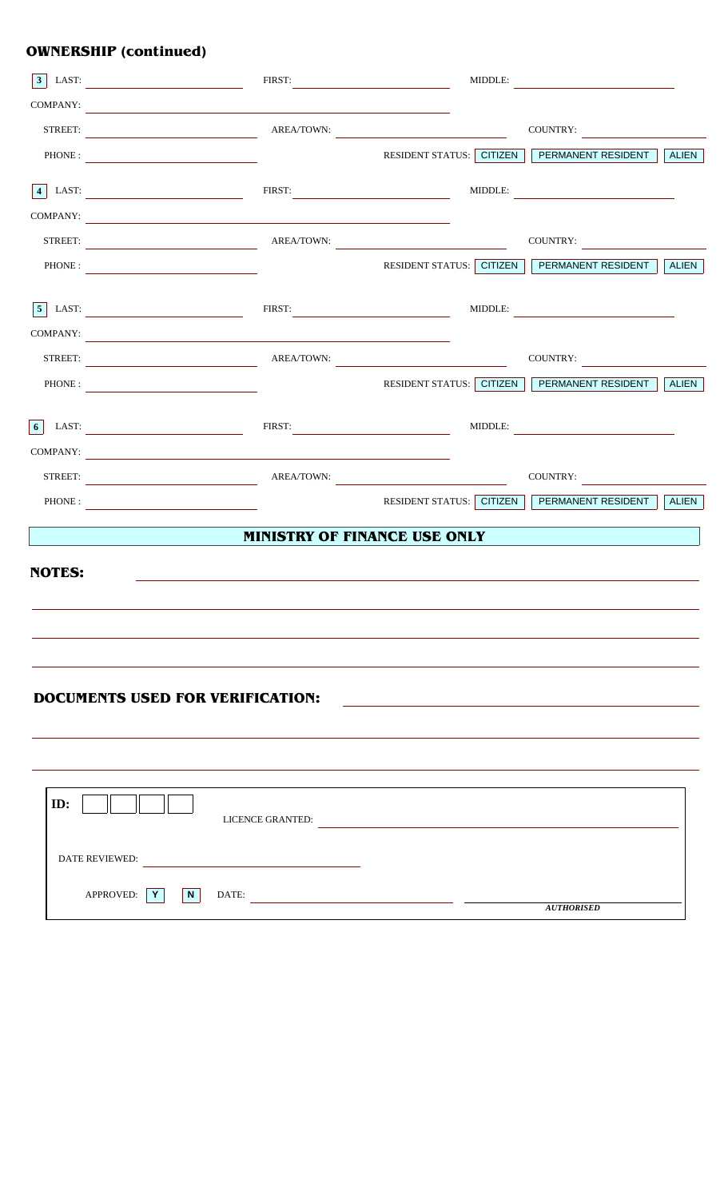## OWNERSHIP (continued)

**3** LAST: ______________________ FIRST: ______________________ MIDDLE: ______________________

COMPANY: ______________________________________________

STREET: ______________________ AREA/TOWN: ______________________ COUNTRY: ______________________

PHONE : ______________________ RESIDENT STATUS: CITIZEN PERMANENT RESIDENT ALIEN

**4** LAST: ______________________ FIRST: ______________________ MIDDLE: ______________________

COMPANY: ______________________________________________

STREET: ______________________ AREA/TOWN: ______________________ COUNTRY: ______________________

PHONE : ______________________ RESIDENT STATUS: CITIZEN PERMANENT RESIDENT ALIEN

**5** LAST: ______________________ FIRST: ______________________ MIDDLE: ______________________

COMPANY: ______________________________________________

STREET: ______________________ AREA/TOWN: ______________________ COUNTRY: ______________________

PHONE : ______________________ RESIDENT STATUS: CITIZEN PERMANENT RESIDENT ALIEN

**6** LAST: ______________________ FIRST: ______________________ MIDDLE: ______________________

COMPANY: ______________________________________________

STREET: ______________________ AREA/TOWN: ______________________ COUNTRY: ______________________

PHONE : ______________________ RESIDENT STATUS: CITIZEN PERMANENT RESIDENT ALIEN

## MINISTRY OF FINANCE USE ONLY

**NOTES:** ______________________________________________

______________________________________________

______________________________________________

______________________________________________

**DOCUMENTS USED FOR VERIFICATION:** ______________________________________________

______________________________________________

______________________________________________

**ID:** [ ] [ ] [ ] [ ]

LICENCE GRANTED: ______________________________________________

DATE REVIEWED: ______________________

APPROVED: Y N DATE: ______________________ ______________________

*AUTHORISED*